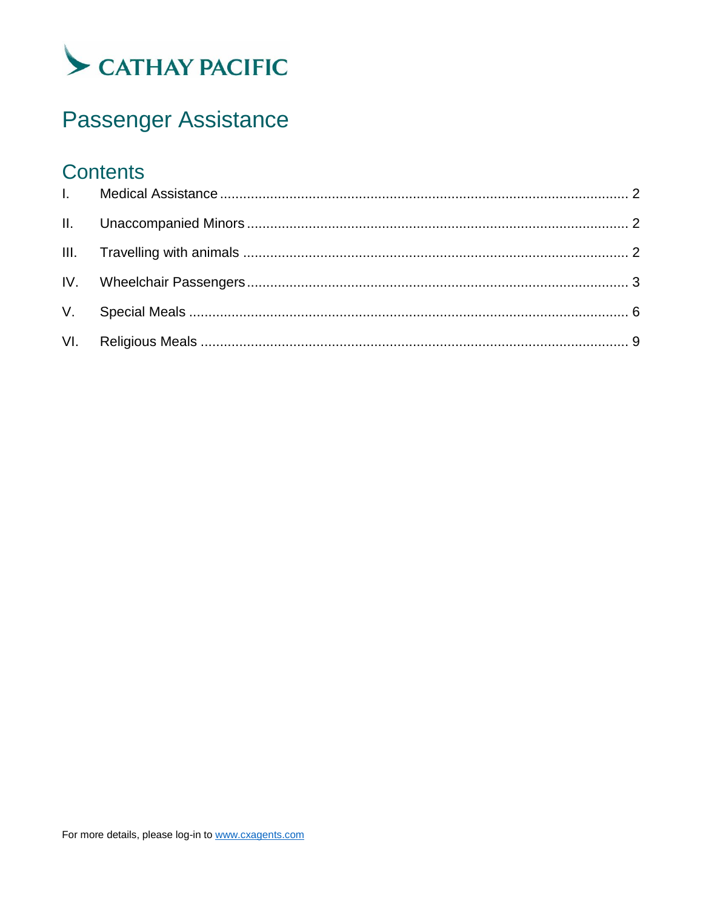CATHAY PACIFIC

# Passenger Assistance

## Contents

| | | |
|---|---|---|
| I. | Medical Assistance | 2 |
| II. | Unaccompanied Minors | 2 |
| III. | Travelling with animals | 2 |
| IV. | Wheelchair Passengers | 3 |
| V. | Special Meals | 6 |
| VI. | Religious Meals | 9 |

For more details, please log-in to www.cxagents.com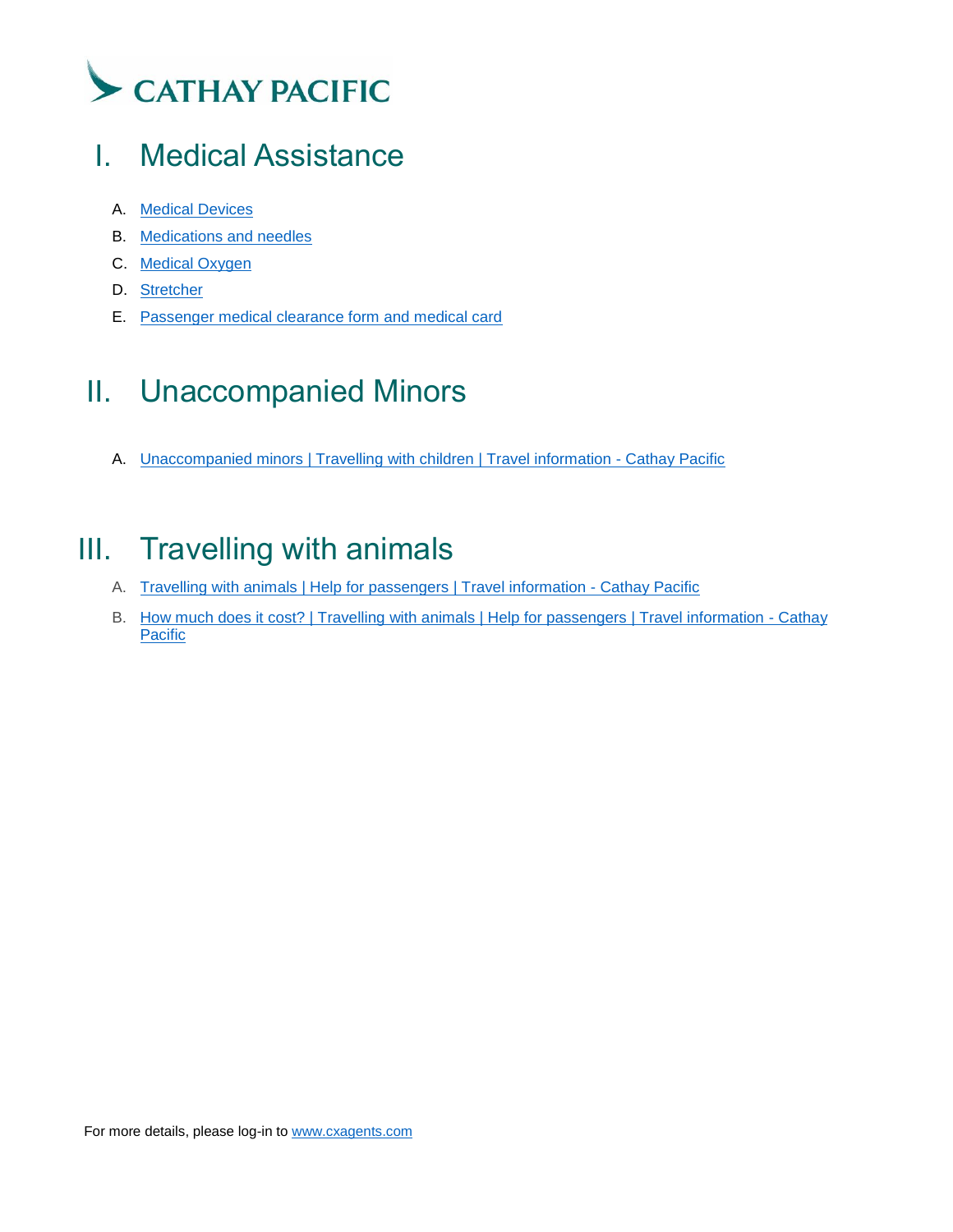CATHAY PACIFIC

# I. Medical Assistance

A. Medical Devices
B. Medications and needles
C. Medical Oxygen
D. Stretcher
E. Passenger medical clearance form and medical card

# II. Unaccompanied Minors

A. Unaccompanied minors | Travelling with children | Travel information - Cathay Pacific

# III. Travelling with animals

A. Travelling with animals | Help for passengers | Travel information - Cathay Pacific
B. How much does it cost? | Travelling with animals | Help for passengers | Travel information - Cathay Pacific

For more details, please log-in to www.cxagents.com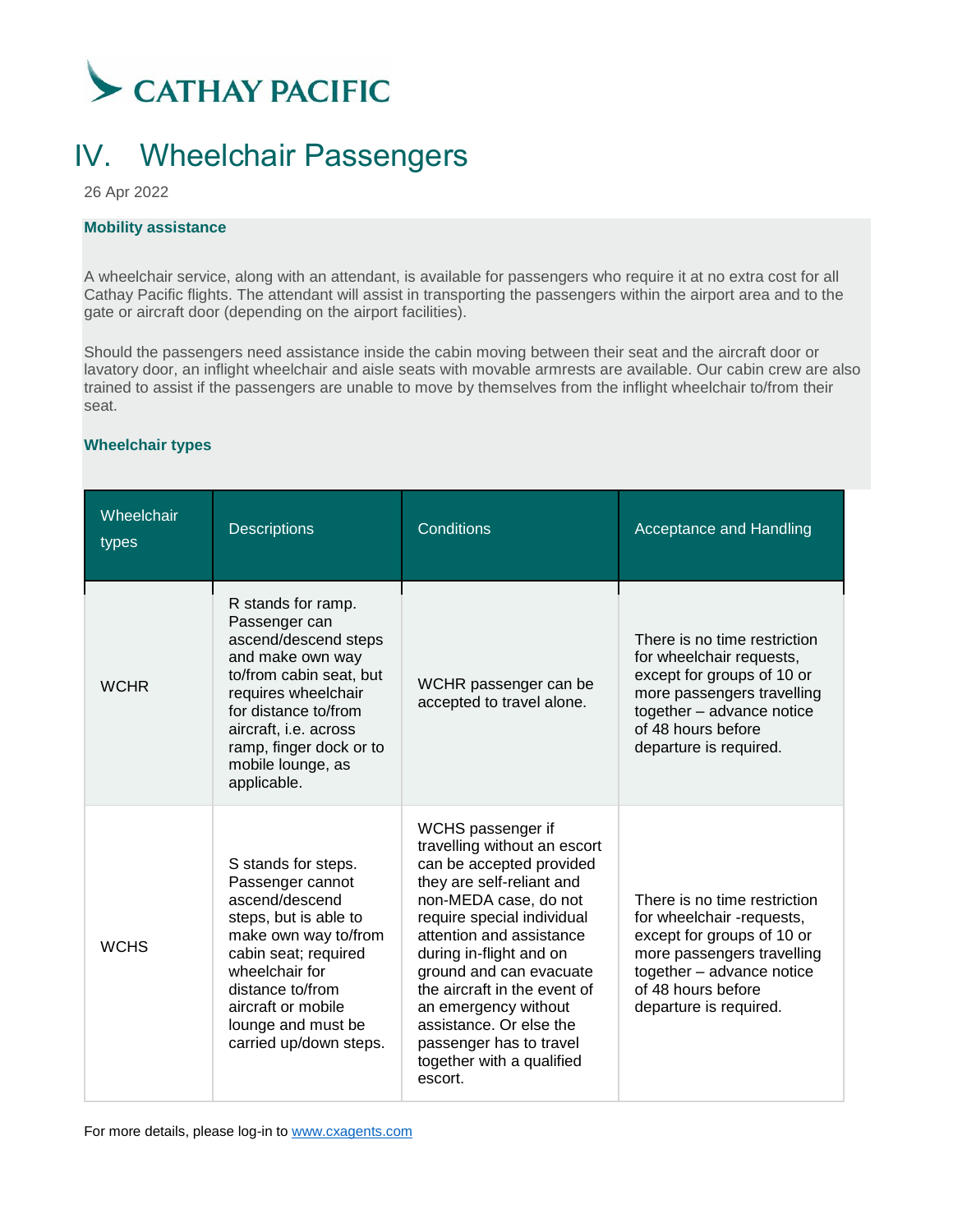# IV. Wheelchair Passengers

26 Apr 2022

**Mobility assistance**

A wheelchair service, along with an attendant, is available for passengers who require it at no extra cost for all Cathay Pacific flights. The attendant will assist in transporting the passengers within the airport area and to the gate or aircraft door (depending on the airport facilities).

Should the passengers need assistance inside the cabin moving between their seat and the aircraft door or lavatory door, an inflight wheelchair and aisle seats with movable armrests are available. Our cabin crew are also trained to assist if the passengers are unable to move by themselves from the inflight wheelchair to/from their seat.

**Wheelchair types**

| Wheelchair types | Descriptions | Conditions | Acceptance and Handling |
|---|---|---|---|
| WCHR | R stands for ramp. Passenger can ascend/descend steps and make own way to/from cabin seat, but requires wheelchair for distance to/from aircraft, i.e. across ramp, finger dock or to mobile lounge, as applicable. | WCHR passenger can be accepted to travel alone. | There is no time restriction for wheelchair requests, except for groups of 10 or more passengers travelling together – advance notice of 48 hours before departure is required. |
| WCHS | S stands for steps. Passenger cannot ascend/descend steps, but is able to make own way to/from cabin seat; required wheelchair for distance to/from aircraft or mobile lounge and must be carried up/down steps. | WCHS passenger if travelling without an escort can be accepted provided they are self-reliant and non-MEDA case, do not require special individual attention and assistance during in-flight and on ground and can evacuate the aircraft in the event of an emergency without assistance. Or else the passenger has to travel together with a qualified escort. | There is no time restriction for wheelchair -requests, except for groups of 10 or more passengers travelling together – advance notice of 48 hours before departure is required. |

For more details, please log-in to www.cxagents.com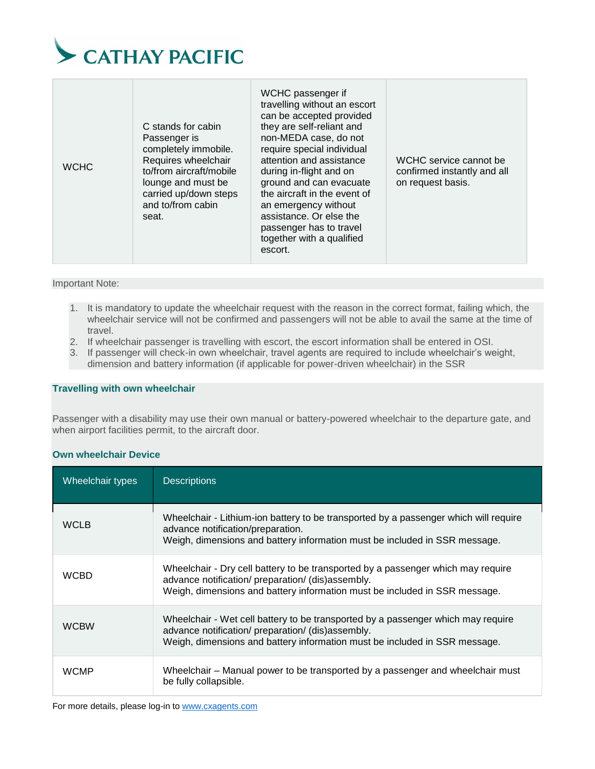| | | | |
|---|---|---|---|
| WCHC | C stands for cabin Passenger is completely immobile. Requires wheelchair to/from aircraft/mobile lounge and must be carried up/down steps and to/from cabin seat. | WCHC passenger if travelling without an escort can be accepted provided they are self-reliant and non-MEDA case, do not require special individual attention and assistance during in-flight and on ground and can evacuate the aircraft in the event of an emergency without assistance. Or else the passenger has to travel together with a qualified escort. | WCHC service cannot be confirmed instantly and all on request basis. |

Important Note:

1. It is mandatory to update the wheelchair request with the reason in the correct format, failing which, the wheelchair service will not be confirmed and passengers will not be able to avail the same at the time of travel.
2. If wheelchair passenger is travelling with escort, the escort information shall be entered in OSI.
3. If passenger will check-in own wheelchair, travel agents are required to include wheelchair's weight, dimension and battery information (if applicable for power-driven wheelchair) in the SSR

**Travelling with own wheelchair**

Passenger with a disability may use their own manual or battery-powered wheelchair to the departure gate, and when airport facilities permit, to the aircraft door.

**Own wheelchair Device**

| Wheelchair types | Descriptions |
|---|---|
| WCLB | Wheelchair - Lithium-ion battery to be transported by a passenger which will require advance notification/preparation.<br>Weigh, dimensions and battery information must be included in SSR message. |
| WCBD | Wheelchair - Dry cell battery to be transported by a passenger which may require advance notification/ preparation/ (dis)assembly.<br>Weigh, dimensions and battery information must be included in SSR message. |
| WCBW | Wheelchair - Wet cell battery to be transported by a passenger which may require advance notification/ preparation/ (dis)assembly.<br>Weigh, dimensions and battery information must be included in SSR message. |
| WCMP | Wheelchair – Manual power to be transported by a passenger and wheelchair must be fully collapsible. |

For more details, please log-in to www.cxagents.com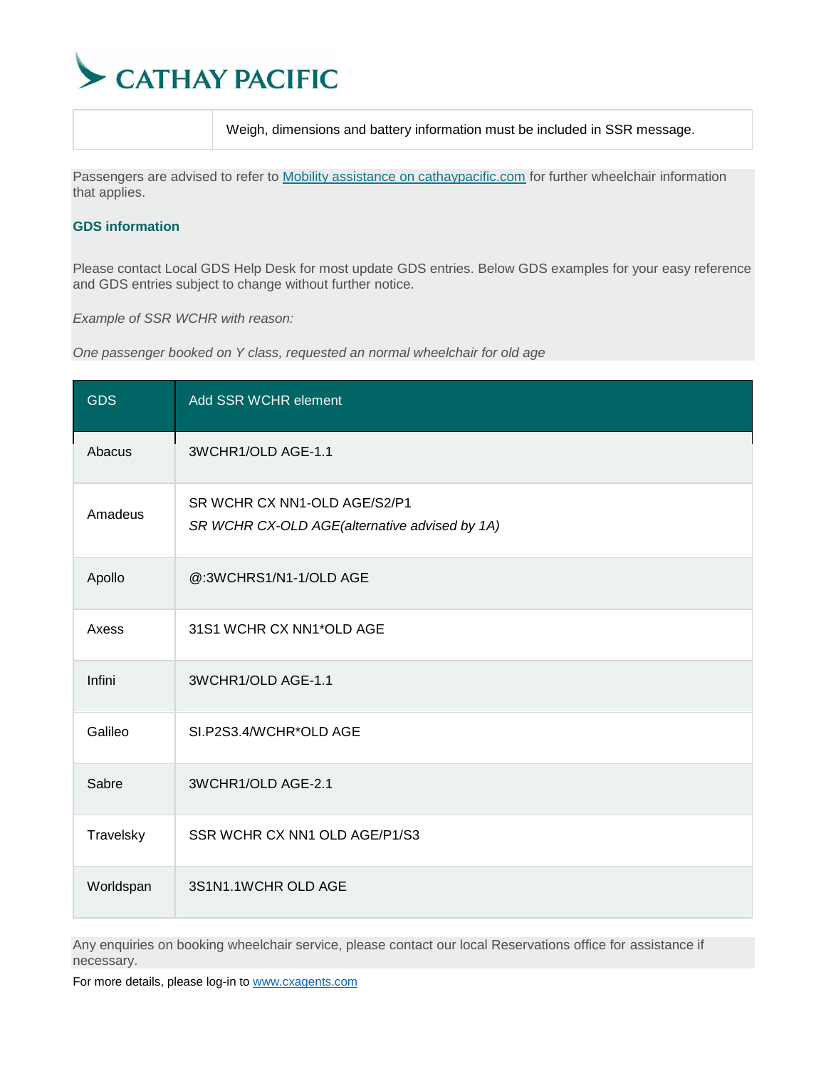| | Weigh, dimensions and battery information must be included in SSR message. |
|---|---|

Passengers are advised to refer to [Mobility assistance on cathaypacific.com]() for further wheelchair information that applies.

**GDS information**

Please contact Local GDS Help Desk for most update GDS entries. Below GDS examples for your easy reference and GDS entries subject to change without further notice.

*Example of SSR WCHR with reason:*

*One passenger booked on Y class, requested an normal wheelchair for old age*

| GDS | Add SSR WCHR element |
|---|---|
| Abacus | 3WCHR1/OLD AGE-1.1 |
| Amadeus | SR WCHR CX NN1-OLD AGE/S2/P1<br>*SR WCHR CX-OLD AGE(alternative advised by 1A)* |
| Apollo | @:3WCHRS1/N1-1/OLD AGE |
| Axess | 31S1 WCHR CX NN1*OLD AGE |
| Infini | 3WCHR1/OLD AGE-1.1 |
| Galileo | SI.P2S3.4/WCHR*OLD AGE |
| Sabre | 3WCHR1/OLD AGE-2.1 |
| Travelsky | SSR WCHR CX NN1 OLD AGE/P1/S3 |
| Worldspan | 3S1N1.1WCHR OLD AGE |

Any enquiries on booking wheelchair service, please contact our local Reservations office for assistance if necessary.

For more details, please log-in to [www.cxagents.com]()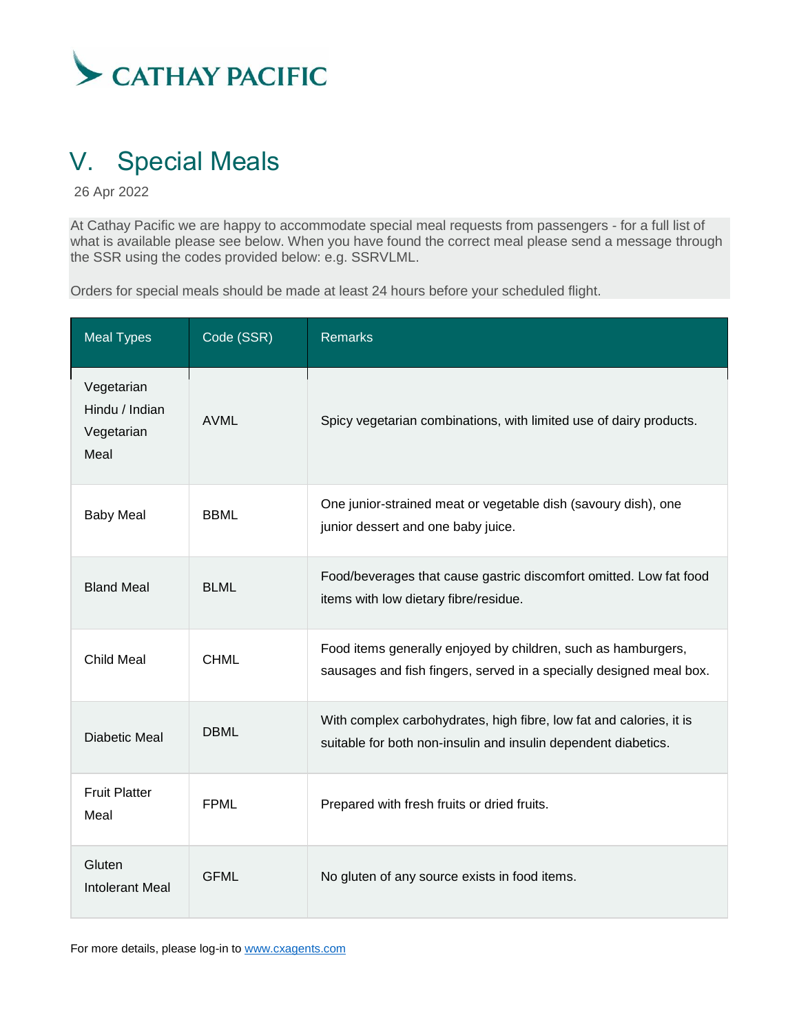# V. Special Meals

26 Apr 2022

At Cathay Pacific we are happy to accommodate special meal requests from passengers - for a full list of what is available please see below. When you have found the correct meal please send a message through the SSR using the codes provided below: e.g. SSRVLML.

Orders for special meals should be made at least 24 hours before your scheduled flight.

| Meal Types | Code (SSR) | Remarks |
|---|---|---|
| Vegetarian Hindu / Indian Vegetarian Meal | AVML | Spicy vegetarian combinations, with limited use of dairy products. |
| Baby Meal | BBML | One junior-strained meat or vegetable dish (savoury dish), one junior dessert and one baby juice. |
| Bland Meal | BLML | Food/beverages that cause gastric discomfort omitted. Low fat food items with low dietary fibre/residue. |
| Child Meal | CHML | Food items generally enjoyed by children, such as hamburgers, sausages and fish fingers, served in a specially designed meal box. |
| Diabetic Meal | DBML | With complex carbohydrates, high fibre, low fat and calories, it is suitable for both non-insulin and insulin dependent diabetics. |
| Fruit Platter Meal | FPML | Prepared with fresh fruits or dried fruits. |
| Gluten Intolerant Meal | GFML | No gluten of any source exists in food items. |

For more details, please log-in to [www.cxagents.com](http://www.cxagents.com)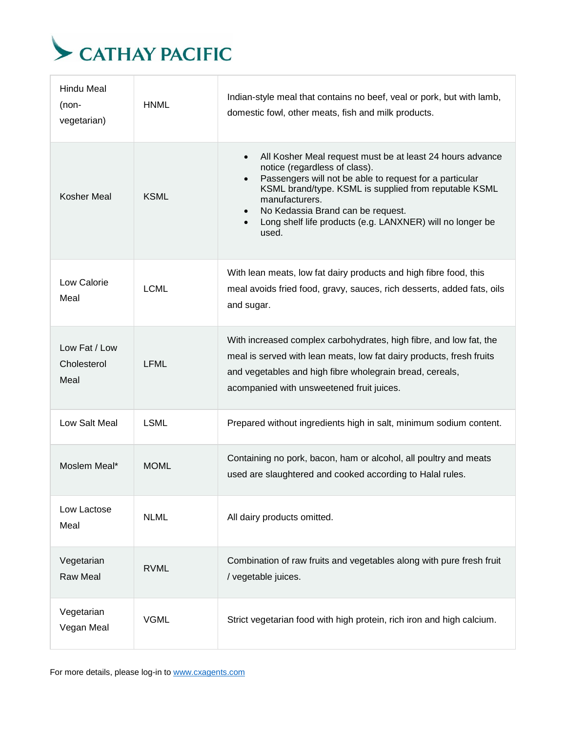| Hindu Meal (non-vegetarian) | HNML | Indian-style meal that contains no beef, veal or pork, but with lamb, domestic fowl, other meats, fish and milk products. |
|---|---|---|
| Kosher Meal | KSML | • All Kosher Meal request must be at least 24 hours advance notice (regardless of class).<br>• Passengers will not be able to request for a particular KSML brand/type. KSML is supplied from reputable KSML manufacturers.<br>• No Kedassia Brand can be request.<br>• Long shelf life products (e.g. LANXNER) will no longer be used. |
| Low Calorie Meal | LCML | With lean meats, low fat dairy products and high fibre food, this meal avoids fried food, gravy, sauces, rich desserts, added fats, oils and sugar. |
| Low Fat / Low Cholesterol Meal | LFML | With increased complex carbohydrates, high fibre, and low fat, the meal is served with lean meats, low fat dairy products, fresh fruits and vegetables and high fibre wholegrain bread, cereals, acompanied with unsweetened fruit juices. |
| Low Salt Meal | LSML | Prepared without ingredients high in salt, minimum sodium content. |
| Moslem Meal* | MOML | Containing no pork, bacon, ham or alcohol, all poultry and meats used are slaughtered and cooked according to Halal rules. |
| Low Lactose Meal | NLML | All dairy products omitted. |
| Vegetarian Raw Meal | RVML | Combination of raw fruits and vegetables along with pure fresh fruit / vegetable juices. |
| Vegetarian Vegan Meal | VGML | Strict vegetarian food with high protein, rich iron and high calcium. |

For more details, please log-in to www.cxagents.com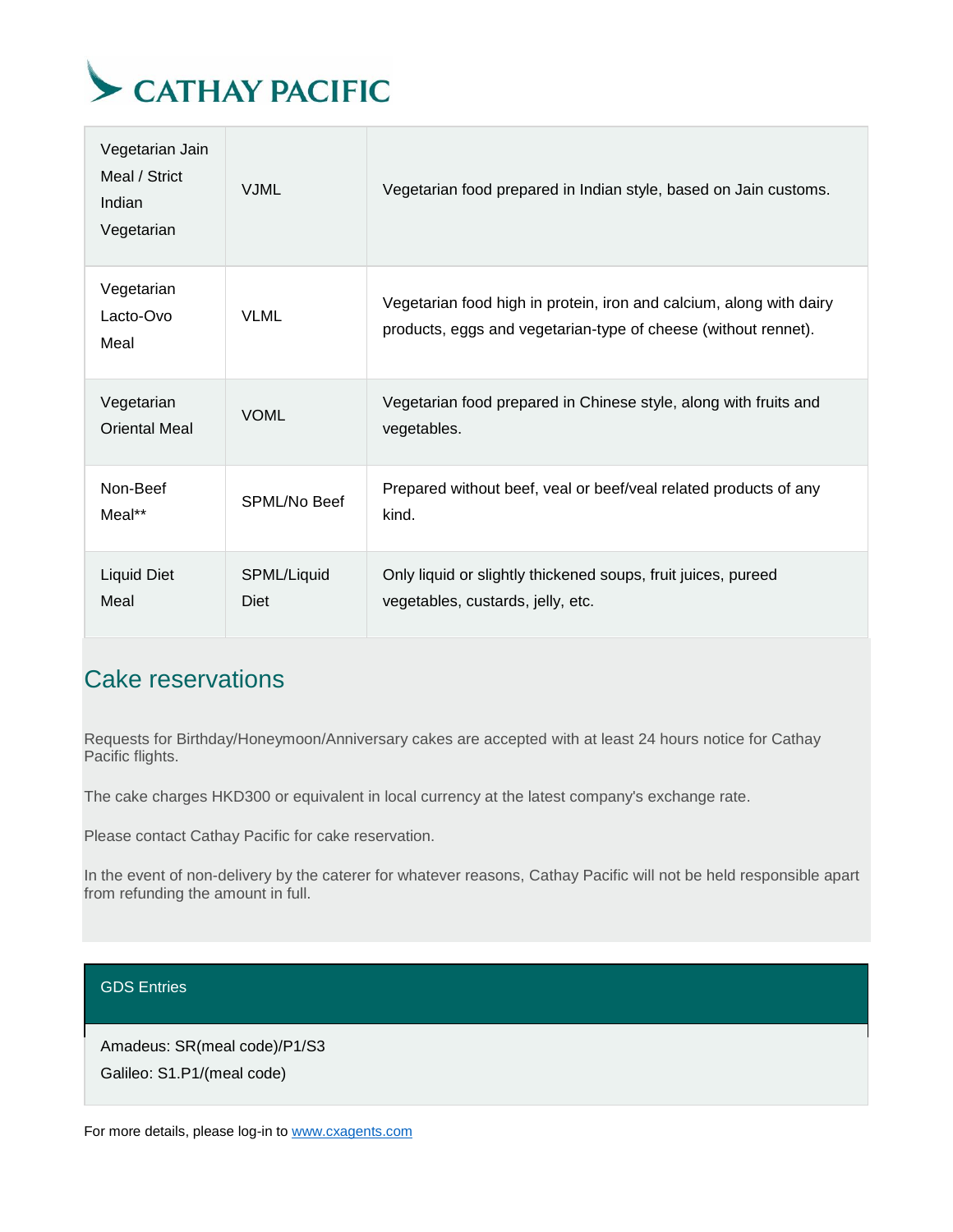| Vegetarian Jain Meal / Strict Indian Vegetarian | VJML | Vegetarian food prepared in Indian style, based on Jain customs. |
|---|---|---|
| Vegetarian Lacto-Ovo Meal | VLML | Vegetarian food high in protein, iron and calcium, along with dairy products, eggs and vegetarian-type of cheese (without rennet). |
| Vegetarian Oriental Meal | VOML | Vegetarian food prepared in Chinese style, along with fruits and vegetables. |
| Non-Beef Meal** | SPML/No Beef | Prepared without beef, veal or beef/veal related products of any kind. |
| Liquid Diet Meal | SPML/Liquid Diet | Only liquid or slightly thickened soups, fruit juices, pureed vegetables, custards, jelly, etc. |

## Cake reservations

Requests for Birthday/Honeymoon/Anniversary cakes are accepted with at least 24 hours notice for Cathay Pacific flights.

The cake charges HKD300 or equivalent in local currency at the latest company's exchange rate.

Please contact Cathay Pacific for cake reservation.

In the event of non-delivery by the caterer for whatever reasons, Cathay Pacific will not be held responsible apart from refunding the amount in full.

| GDS Entries |
|---|
| Amadeus: SR(meal code)/P1/S3<br>Galileo: S1.P1/(meal code) |

For more details, please log-in to www.cxagents.com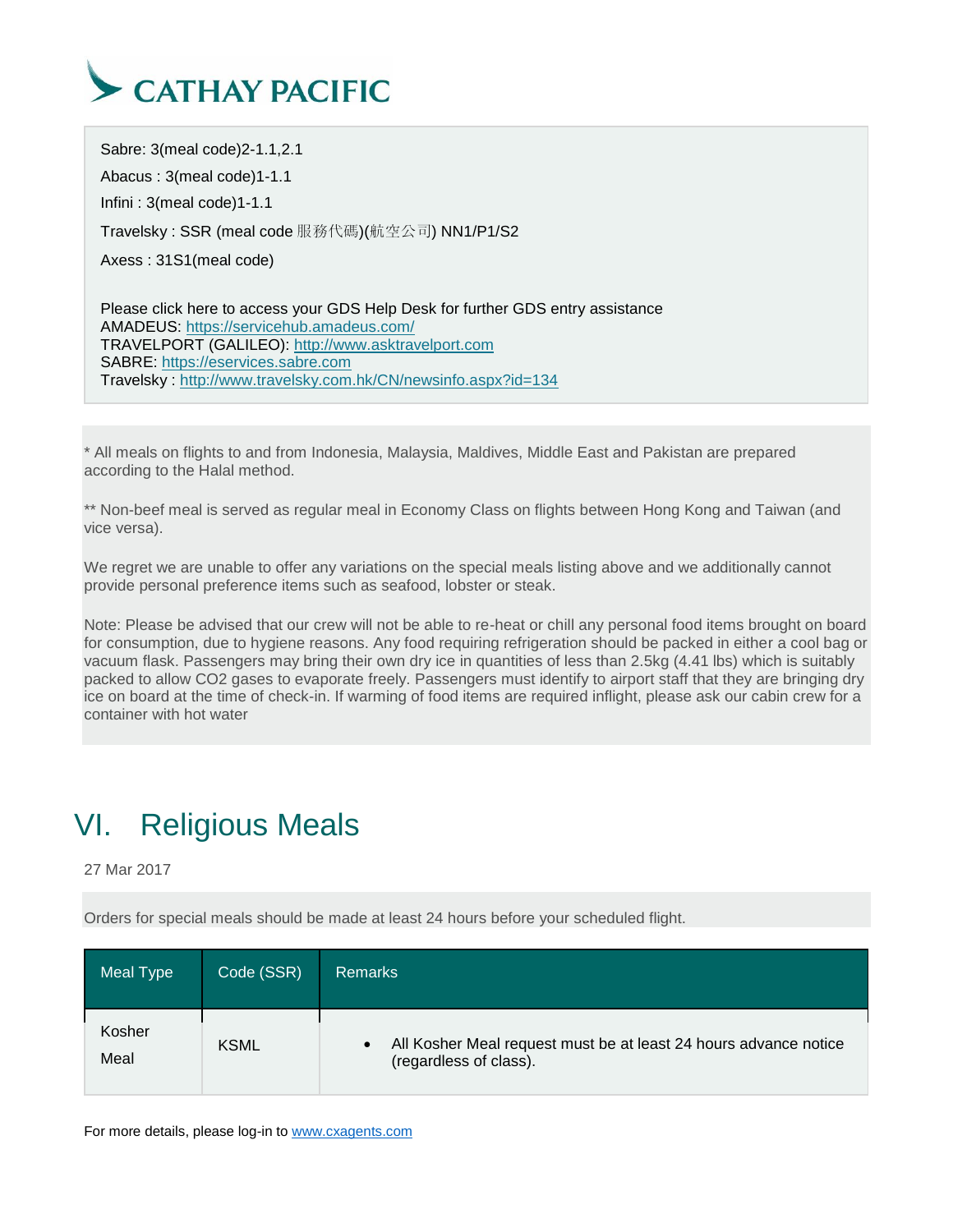Sabre: 3(meal code)2-1.1,2.1

Abacus : 3(meal code)1-1.1

Infini : 3(meal code)1-1.1

Travelsky : SSR (meal code 服務代碼)(航空公司) NN1/P1/S2

Axess : 31S1(meal code)

Please click here to access your GDS Help Desk for further GDS entry assistance
AMADEUS: https://servicehub.amadeus.com/
TRAVELPORT (GALILEO): http://www.asktravelport.com
SABRE: https://eservices.sabre.com
Travelsky : http://www.travelsky.com.hk/CN/newsinfo.aspx?id=134

* All meals on flights to and from Indonesia, Malaysia, Maldives, Middle East and Pakistan are prepared according to the Halal method.

** Non-beef meal is served as regular meal in Economy Class on flights between Hong Kong and Taiwan (and vice versa).

We regret we are unable to offer any variations on the special meals listing above and we additionally cannot provide personal preference items such as seafood, lobster or steak.

Note: Please be advised that our crew will not be able to re-heat or chill any personal food items brought on board for consumption, due to hygiene reasons. Any food requiring refrigeration should be packed in either a cool bag or vacuum flask. Passengers may bring their own dry ice in quantities of less than 2.5kg (4.41 lbs) which is suitably packed to allow CO2 gases to evaporate freely. Passengers must identify to airport staff that they are bringing dry ice on board at the time of check-in. If warming of food items are required inflight, please ask our cabin crew for a container with hot water

# VI. Religious Meals

27 Mar 2017

Orders for special meals should be made at least 24 hours before your scheduled flight.

| Meal Type | Code (SSR) | Remarks |
|---|---|---|
| Kosher Meal | KSML | • All Kosher Meal request must be at least 24 hours advance notice (regardless of class). |

For more details, please log-in to www.cxagents.com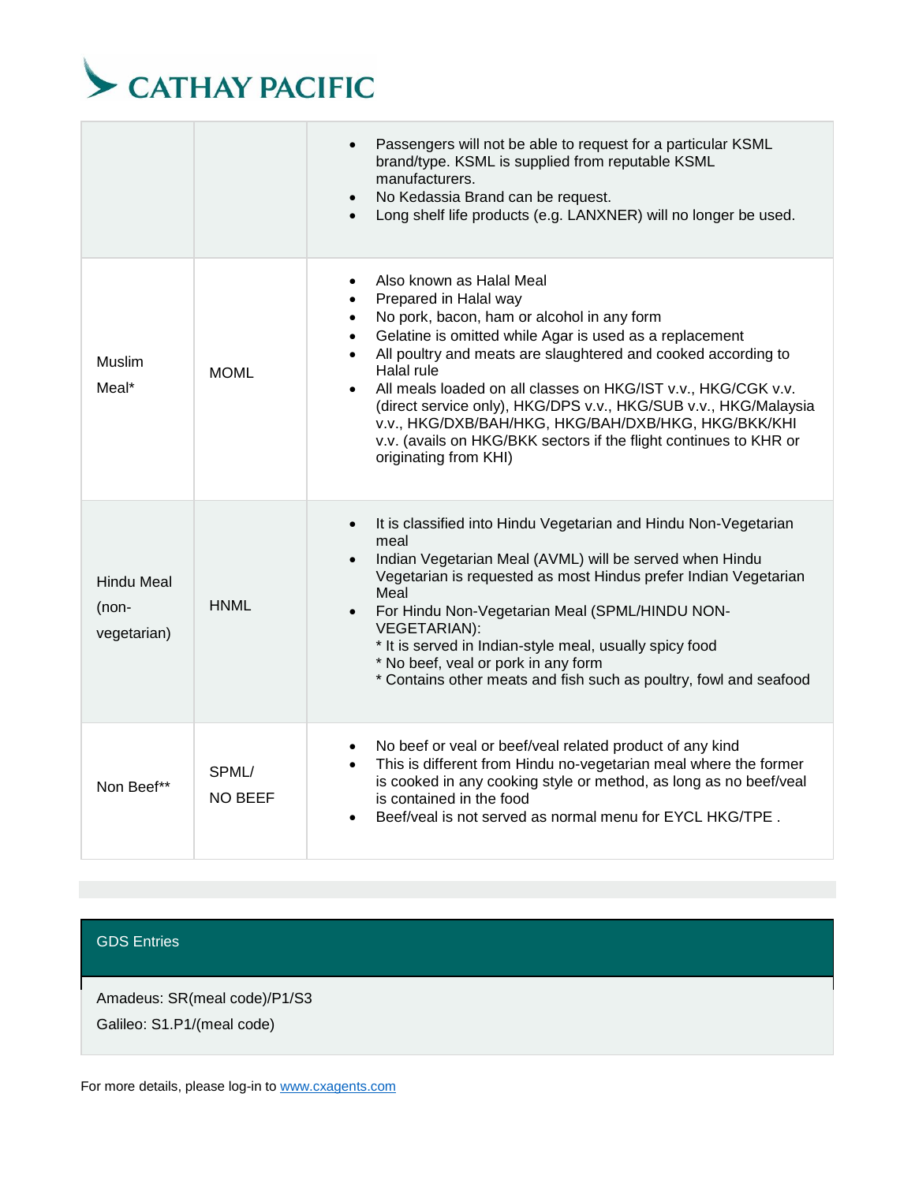| | | |
|---|---|---|
| | | • Passengers will not be able to request for a particular KSML brand/type. KSML is supplied from reputable KSML manufacturers.<br>• No Kedassia Brand can be request.<br>• Long shelf life products (e.g. LANXNER) will no longer be used. |
| Muslim Meal* | MOML | • Also known as Halal Meal<br>• Prepared in Halal way<br>• No pork, bacon, ham or alcohol in any form<br>• Gelatine is omitted while Agar is used as a replacement<br>• All poultry and meats are slaughtered and cooked according to Halal rule<br>• All meals loaded on all classes on HKG/IST v.v., HKG/CGK v.v. (direct service only), HKG/DPS v.v., HKG/SUB v.v., HKG/Malaysia v.v., HKG/DXB/BAH/HKG, HKG/BAH/DXB/HKG, HKG/BKK/KHI v.v. (avails on HKG/BKK sectors if the flight continues to KHR or originating from KHI) |
| Hindu Meal (non-vegetarian) | HNML | • It is classified into Hindu Vegetarian and Hindu Non-Vegetarian meal<br>• Indian Vegetarian Meal (AVML) will be served when Hindu Vegetarian is requested as most Hindus prefer Indian Vegetarian Meal<br>• For Hindu Non-Vegetarian Meal (SPML/HINDU NON-VEGETARIAN):<br>* It is served in Indian-style meal, usually spicy food<br>* No beef, veal or pork in any form<br>* Contains other meats and fish such as poultry, fowl and seafood |
| Non Beef** | SPML/ NO BEEF | • No beef or veal or beef/veal related product of any kind<br>• This is different from Hindu no-vegetarian meal where the former is cooked in any cooking style or method, as long as no beef/veal is contained in the food<br>• Beef/veal is not served as normal menu for EYCL HKG/TPE . |

| GDS Entries |
|---|
| Amadeus: SR(meal code)/P1/S3<br>Galileo: S1.P1/(meal code) |

For more details, please log-in to www.cxagents.com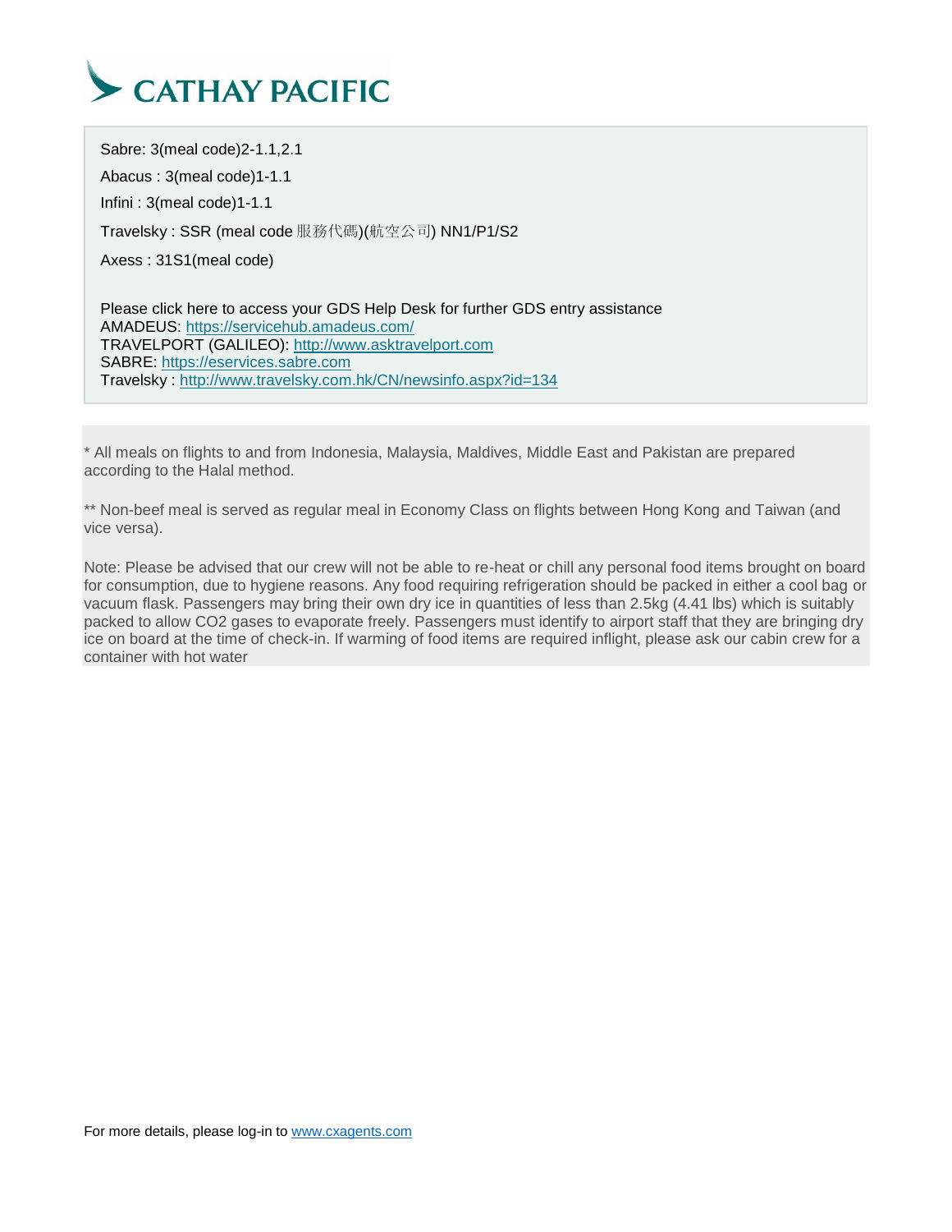Sabre: 3(meal code)2-1.1,2.1

Abacus : 3(meal code)1-1.1

Infini : 3(meal code)1-1.1

Travelsky : SSR (meal code 服務代碼)(航空公司) NN1/P1/S2

Axess : 31S1(meal code)

Please click here to access your GDS Help Desk for further GDS entry assistance
AMADEUS: https://servicehub.amadeus.com/
TRAVELPORT (GALILEO): http://www.asktravelport.com
SABRE: https://eservices.sabre.com
Travelsky : http://www.travelsky.com.hk/CN/newsinfo.aspx?id=134

* All meals on flights to and from Indonesia, Malaysia, Maldives, Middle East and Pakistan are prepared according to the Halal method.

** Non-beef meal is served as regular meal in Economy Class on flights between Hong Kong and Taiwan (and vice versa).

Note: Please be advised that our crew will not be able to re-heat or chill any personal food items brought on board for consumption, due to hygiene reasons. Any food requiring refrigeration should be packed in either a cool bag or vacuum flask. Passengers may bring their own dry ice in quantities of less than 2.5kg (4.41 lbs) which is suitably packed to allow $CO_2$ gases to evaporate freely. Passengers must identify to airport staff that they are bringing dry ice on board at the time of check-in. If warming of food items are required inflight, please ask our cabin crew for a container with hot water

For more details, please log-in to www.cxagents.com